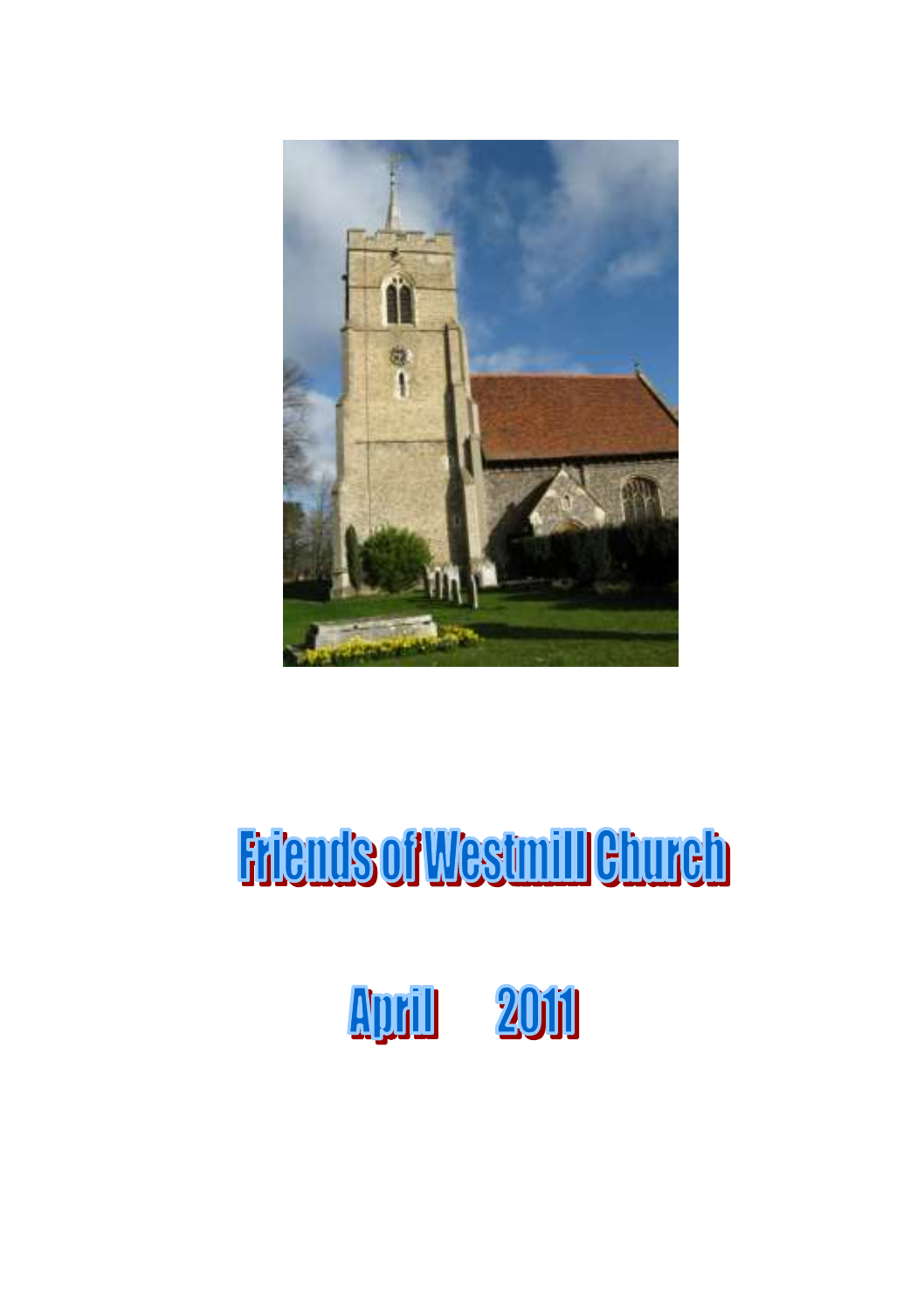# Friends of Westmill Church

## April 2011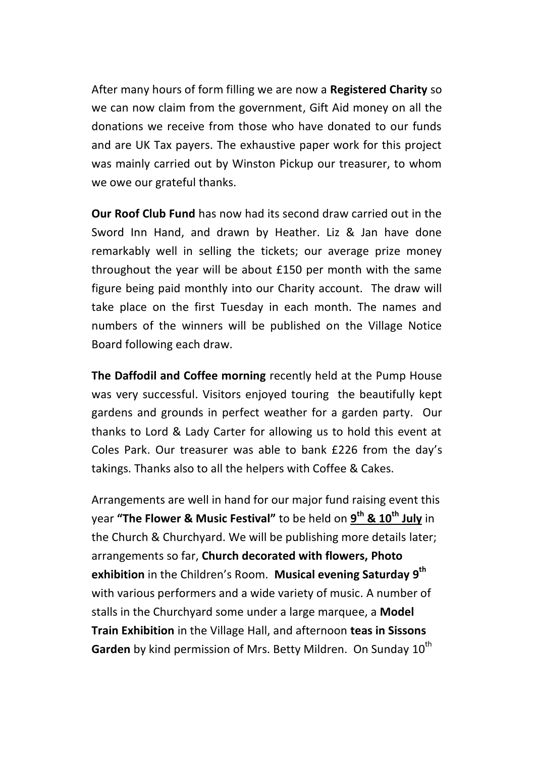After many hours of form filling we are now a **Registered Charity** so we can now claim from the government, Gift Aid money on all the donations we receive from those who have donated to our funds and are UK Tax payers. The exhaustive paper work for this project was mainly carried out by Winston Pickup our treasurer, to whom we owe our grateful thanks.

**Our Roof Club Fund** has now had its second draw carried out in the Sword Inn Hand, and drawn by Heather. Liz & Jan have done remarkably well in selling the tickets; our average prize money throughout the year will be about £150 per month with the same figure being paid monthly into our Charity account. The draw will take place on the first Tuesday in each month. The names and numbers of the winners will be published on the Village Notice Board following each draw.

**The Daffodil and Coffee morning** recently held at the Pump House was very successful. Visitors enjoyed touring the beautifully kept gardens and grounds in perfect weather for a garden party. Our thanks to Lord & Lady Carter for allowing us to hold this event at Coles Park. Our treasurer was able to bank £226 from the day's takings. Thanks also to all the helpers with Coffee & Cakes.

Arrangements are well in hand for our major fund raising event this year **"The Flower & Music Festival"** to be held on **<u>9th & 10th July</u>** in the Church & Churchyard. We will be publishing more details later; arrangements so far, **Church decorated with flowers, Photo exhibition** in the Children's Room. **Musical evening Saturday 9th** with various performers and a wide variety of music. A number of stalls in the Churchyard some under a large marquee, a **Model Train Exhibition** in the Village Hall, and afternoon **teas in Sissons Garden** by kind permission of Mrs. Betty Mildren. On Sunday 10th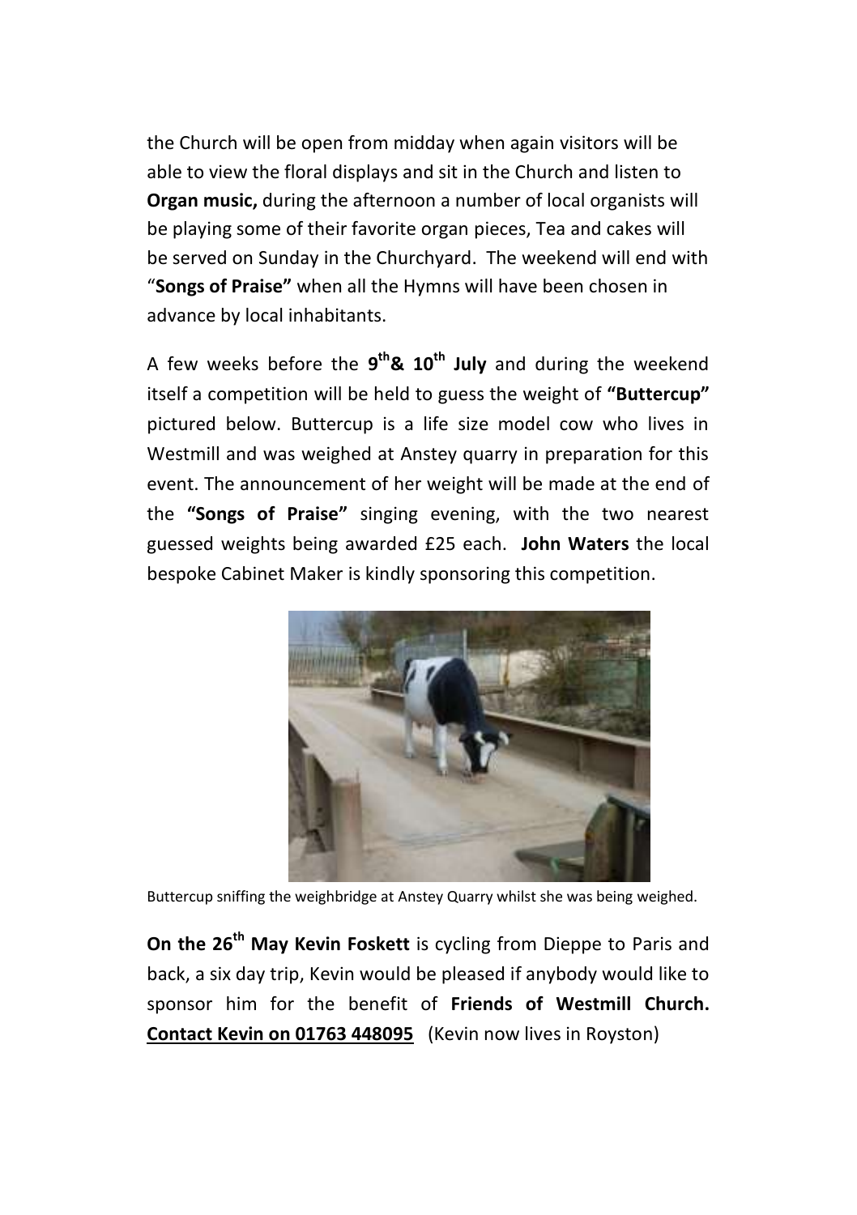the Church will be open from midday when again visitors will be able to view the floral displays and sit in the Church and listen to **Organ music,** during the afternoon a number of local organists will be playing some of their favorite organ pieces, Tea and cakes will be served on Sunday in the Churchyard. The weekend will end with "**Songs of Praise"** when all the Hymns will have been chosen in advance by local inhabitants.

A few weeks before the **9th & 10th July** and during the weekend itself a competition will be held to guess the weight of **"Buttercup"** pictured below. Buttercup is a life size model cow who lives in Westmill and was weighed at Anstey quarry in preparation for this event. The announcement of her weight will be made at the end of the **"Songs of Praise"** singing evening, with the two nearest guessed weights being awarded £25 each. **John Waters** the local bespoke Cabinet Maker is kindly sponsoring this competition.

Buttercup sniffing the weighbridge at Anstey Quarry whilst she was being weighed.

**On the 26th May Kevin Foskett** is cycling from Dieppe to Paris and back, a six day trip, Kevin would be pleased if anybody would like to sponsor him for the benefit of **Friends of Westmill Church.** **Contact Kevin on 01763 448095** (Kevin now lives in Royston)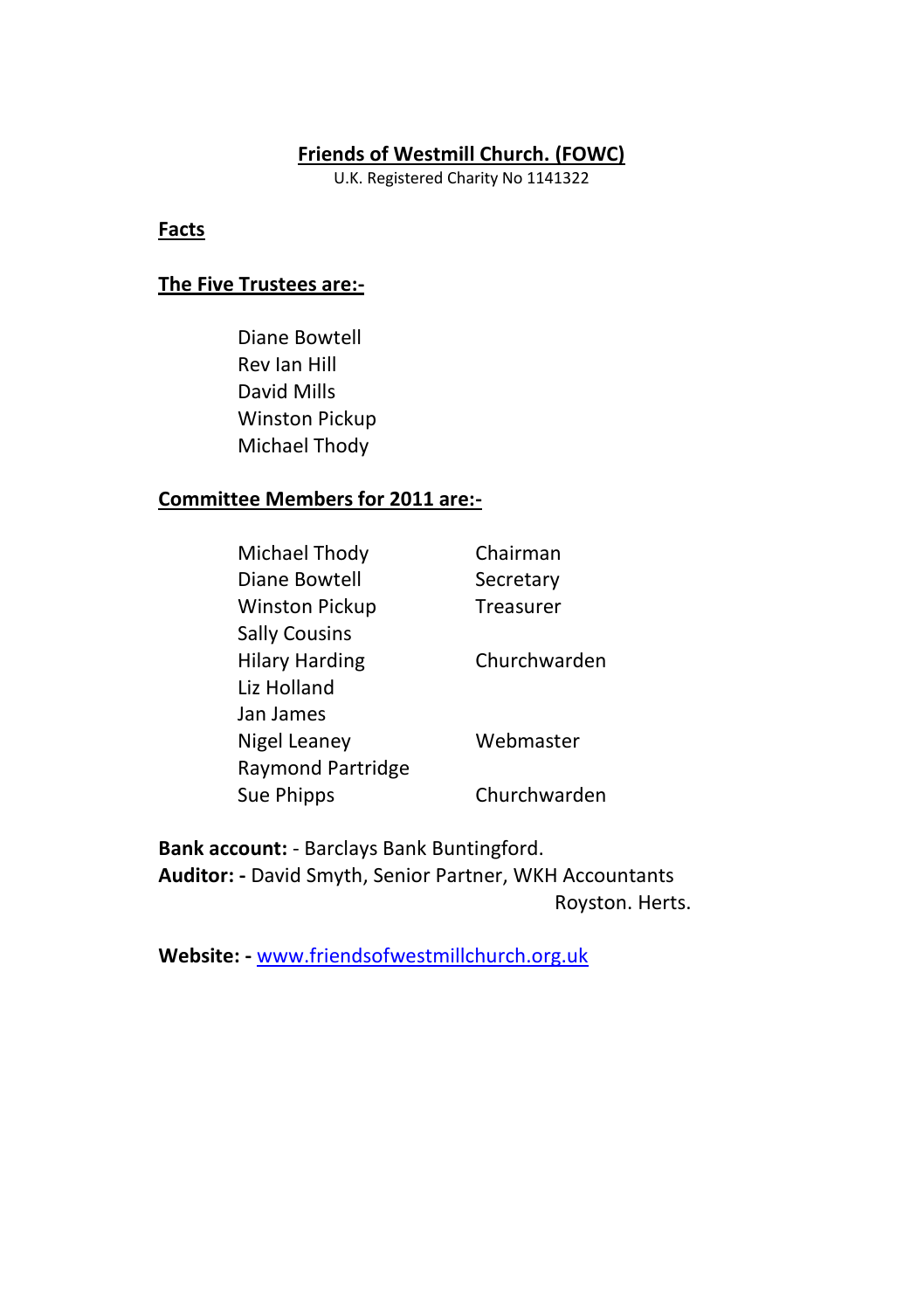# Friends of Westmill Church. (FOWC)

U.K. Registered Charity No 1141322

## Facts

## The Five Trustees are:-

Diane Bowtell
Rev Ian Hill
David Mills
Winston Pickup
Michael Thody

## Committee Members for 2011 are:-

| | |
|---|---|
| Michael Thody | Chairman |
| Diane Bowtell | Secretary |
| Winston Pickup | Treasurer |
| Sally Cousins | |
| Hilary Harding | Churchwarden |
| Liz Holland | |
| Jan James | |
| Nigel Leaney | Webmaster |
| Raymond Partridge | |
| Sue Phipps | Churchwarden |

**Bank account:** - Barclays Bank Buntingford.
**Auditor: -** David Smyth, Senior Partner, WKH Accountants
Royston. Herts.

**Website: -** www.friendsofwestmillchurch.org.uk